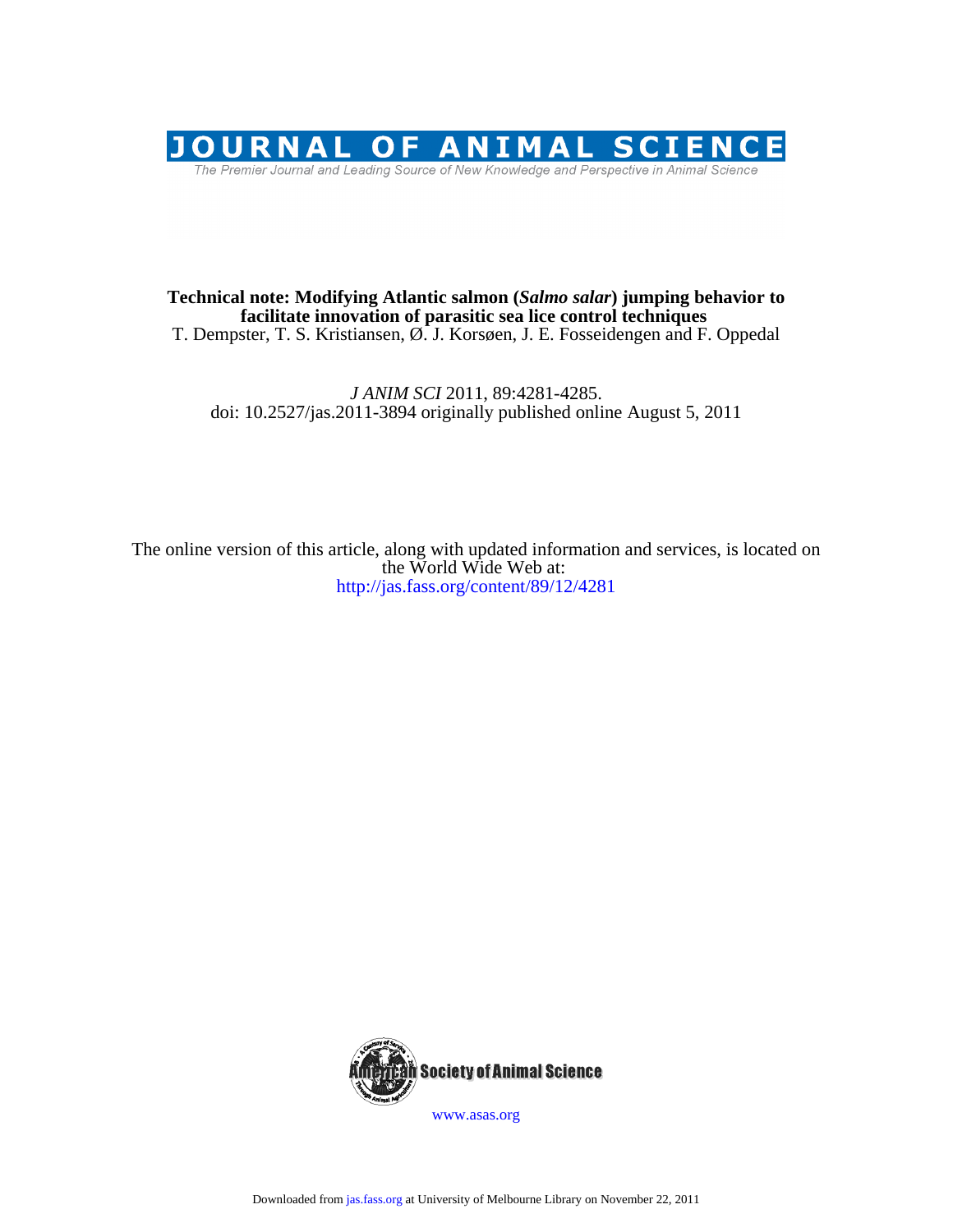# JOURNAL OF ANIMAL SCIENCE

The Premier Journal and Leading Source of New Knowledge and Perspective in Animal Science

**Technical note: Modifying Atlantic salmon (*Salmo salar*) jumping behavior to facilitate innovation of parasitic sea lice control techniques**

T. Dempster, T. S. Kristiansen, Ø. J. Korsøen, J. E. Fosseidengen and F. Oppedal

*J ANIM SCI* 2011, 89:4281-4285.
doi: 10.2527/jas.2011-3894 originally published online August 5, 2011

The online version of this article, along with updated information and services, is located on the World Wide Web at:
http://jas.fass.org/content/89/12/4281

American Society of Animal Science

www.asas.org

Downloaded from jas.fass.org at University of Melbourne Library on November 22, 2011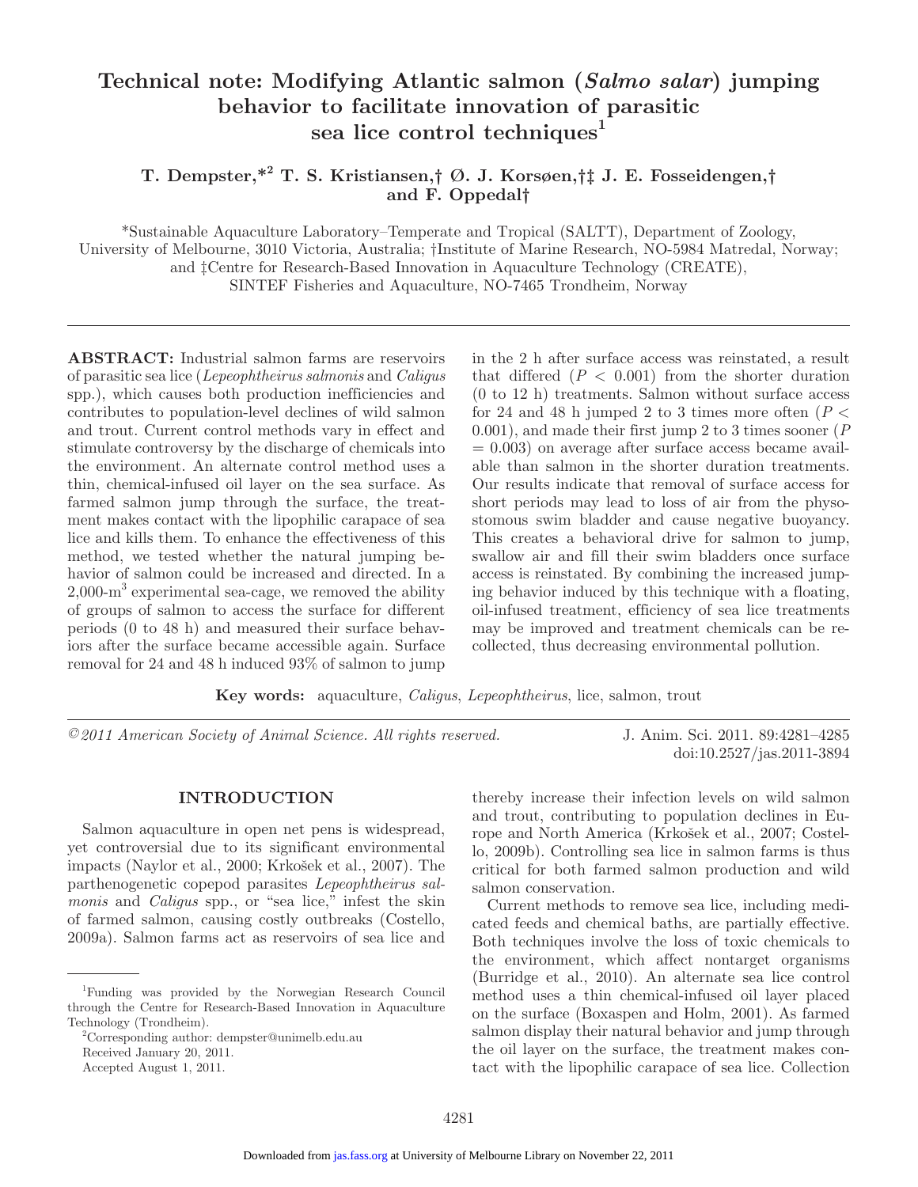# Technical note: Modifying Atlantic salmon (*Salmo salar*) jumping behavior to facilitate innovation of parasitic sea lice control techniques[1]

**T. Dempster,*[2] T. S. Kristiansen,† Ø. J. Korsøen,†‡ J. E. Fosseidengen,† and F. Oppedal†**

*Sustainable Aquaculture Laboratory–Temperate and Tropical (SALTT), Department of Zoology, University of Melbourne, 3010 Victoria, Australia; †Institute of Marine Research, NO-5984 Matredal, Norway; and ‡Centre for Research-Based Innovation in Aquaculture Technology (CREATE), SINTEF Fisheries and Aquaculture, NO-7465 Trondheim, Norway

**ABSTRACT:** Industrial salmon farms are reservoirs of parasitic sea lice (*Lepeophtheirus salmonis* and *Caligus* spp.), which causes both production inefficiencies and contributes to population-level declines of wild salmon and trout. Current control methods vary in effect and stimulate controversy by the discharge of chemicals into the environment. An alternate control method uses a thin, chemical-infused oil layer on the sea surface. As farmed salmon jump through the surface, the treatment makes contact with the lipophilic carapace of sea lice and kills them. To enhance the effectiveness of this method, we tested whether the natural jumping behavior of salmon could be increased and directed. In a 2,000-$m^3$ experimental sea-cage, we removed the ability of groups of salmon to access the surface for different periods (0 to 48 h) and measured their surface behaviors after the surface became accessible again. Surface removal for 24 and 48 h induced 93% of salmon to jump in the 2 h after surface access was reinstated, a result that differed ($P < 0.001$) from the shorter duration (0 to 12 h) treatments. Salmon without surface access for 24 and 48 h jumped 2 to 3 times more often ($P < 0.001$), and made their first jump 2 to 3 times sooner ($P = 0.003$) on average after surface access became available than salmon in the shorter duration treatments. Our results indicate that removal of surface access for short periods may lead to loss of air from the physostomous swim bladder and cause negative buoyancy. This creates a behavioral drive for salmon to jump, swallow air and fill their swim bladders once surface access is reinstated. By combining the increased jumping behavior induced by this technique with a floating, oil-infused treatment, efficiency of sea lice treatments may be improved and treatment chemicals can be recollected, thus decreasing environmental pollution.

**Key words:** aquaculture, *Caligus*, *Lepeophtheirus*, lice, salmon, trout

*©2011 American Society of Animal Science. All rights reserved.*

J. Anim. Sci. 2011. 89:4281–4285
doi:10.2527/jas.2011-3894

## INTRODUCTION

Salmon aquaculture in open net pens is widespread, yet controversial due to its significant environmental impacts (Naylor et al., 2000; Krkošek et al., 2007). The parthenogenetic copepod parasites *Lepeophtheirus salmonis* and *Caligus* spp., or "sea lice," infest the skin of farmed salmon, causing costly outbreaks (Costello, 2009a). Salmon farms act as reservoirs of sea lice and thereby increase their infection levels on wild salmon and trout, contributing to population declines in Europe and North America (Krkošek et al., 2007; Costello, 2009b). Controlling sea lice in salmon farms is thus critical for both farmed salmon production and wild salmon conservation.

Current methods to remove sea lice, including medicated feeds and chemical baths, are partially effective. Both techniques involve the loss of toxic chemicals to the environment, which affect nontarget organisms (Burridge et al., 2010). An alternate sea lice control method uses a thin chemical-infused oil layer placed on the surface (Boxaspen and Holm, 2001). As farmed salmon display their natural behavior and jump through the oil layer on the surface, the treatment makes contact with the lipophilic carapace of sea lice. Collection

[1]Funding was provided by the Norwegian Research Council through the Centre for Research-Based Innovation in Aquaculture Technology (Trondheim).

[2]Corresponding author: dempster@unimelb.edu.au

Received January 20, 2011.

Accepted August 1, 2011.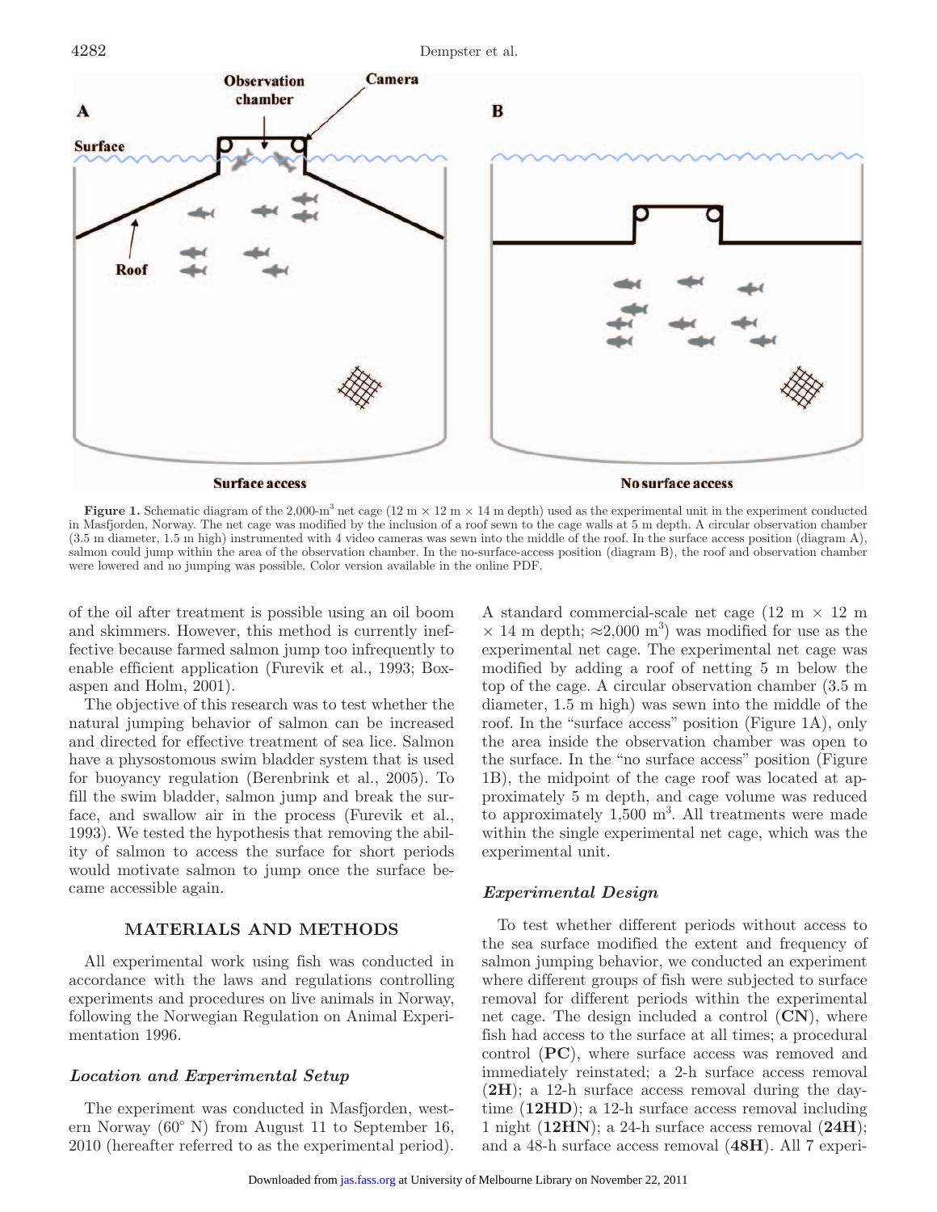**Figure 1.** Schematic diagram of the 2,000-m$^3$ net cage (12 m × 12 m × 14 m depth) used as the experimental unit in the experiment conducted in Masfjorden, Norway. The net cage was modified by the inclusion of a roof sewn to the cage walls at 5 m depth. A circular observation chamber (3.5 m diameter, 1.5 m high) instrumented with 4 video cameras was sewn into the middle of the roof. In the surface access position (diagram A), salmon could jump within the area of the observation chamber. In the no-surface-access position (diagram B), the roof and observation chamber were lowered and no jumping was possible. Color version available in the online PDF.

of the oil after treatment is possible using an oil boom and skimmers. However, this method is currently ineffective because farmed salmon jump too infrequently to enable efficient application (Furevik et al., 1993; Boxaspen and Holm, 2001).

The objective of this research was to test whether the natural jumping behavior of salmon can be increased and directed for effective treatment of sea lice. Salmon have a physostomous swim bladder system that is used for buoyancy regulation (Berenbrink et al., 2005). To fill the swim bladder, salmon jump and break the surface, and swallow air in the process (Furevik et al., 1993). We tested the hypothesis that removing the ability of salmon to access the surface for short periods would motivate salmon to jump once the surface became accessible again.

## MATERIALS AND METHODS

All experimental work using fish was conducted in accordance with the laws and regulations controlling experiments and procedures on live animals in Norway, following the Norwegian Regulation on Animal Experimentation 1996.

### *Location and Experimental Setup*

The experiment was conducted in Masfjorden, western Norway (60° N) from August 11 to September 16, 2010 (hereafter referred to as the experimental period). A standard commercial-scale net cage (12 m × 12 m × 14 m depth; ≈2,000 m$^3$) was modified for use as the experimental net cage. The experimental net cage was modified by adding a roof of netting 5 m below the top of the cage. A circular observation chamber (3.5 m diameter, 1.5 m high) was sewn into the middle of the roof. In the "surface access" position (Figure 1A), only the area inside the observation chamber was open to the surface. In the "no surface access" position (Figure 1B), the midpoint of the cage roof was located at approximately 5 m depth, and cage volume was reduced to approximately 1,500 m$^3$. All treatments were made within the single experimental net cage, which was the experimental unit.

### *Experimental Design*

To test whether different periods without access to the sea surface modified the extent and frequency of salmon jumping behavior, we conducted an experiment where different groups of fish were subjected to surface removal for different periods within the experimental net cage. The design included a control (**CN**), where fish had access to the surface at all times; a procedural control (**PC**), where surface access was removed and immediately reinstated; a 2-h surface access removal (**2H**); a 12-h surface access removal during the daytime (**12HD**); a 12-h surface access removal including 1 night (**12HN**); a 24-h surface access removal (**24H**); and a 48-h surface access removal (**48H**). All 7 experi-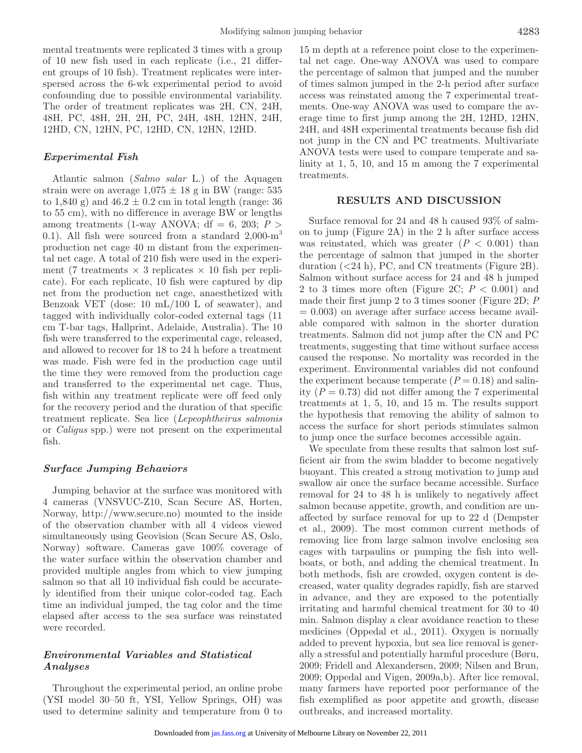mental treatments were replicated 3 times with a group of 10 new fish used in each replicate (i.e., 21 different groups of 10 fish). Treatment replicates were interspersed across the 6-wk experimental period to avoid confounding due to possible environmental variability. The order of treatment replicates was 2H, CN, 24H, 48H, PC, 48H, 2H, 2H, PC, 24H, 48H, 12HN, 24H, 12HD, CN, 12HN, PC, 12HD, CN, 12HN, 12HD.

### *Experimental Fish*

Atlantic salmon (*Salmo salar* L.) of the Aquagen strain were on average 1,075 ± 18 g in BW (range: 535 to 1,840 g) and 46.2 ± 0.2 cm in total length (range: 36 to 55 cm), with no difference in average BW or lengths among treatments (1-way ANOVA; df = 6, 203; $P > 0.1$). All fish were sourced from a standard 2,000-m$^3$ production net cage 40 m distant from the experimental net cage. A total of 210 fish were used in the experiment (7 treatments × 3 replicates × 10 fish per replicate). For each replicate, 10 fish were captured by dip net from the production net cage, anaesthetized with Benzoak VET (dose: 10 mL/100 L of seawater), and tagged with individually color-coded external tags (11 cm T-bar tags, Hallprint, Adelaide, Australia). The 10 fish were transferred to the experimental cage, released, and allowed to recover for 18 to 24 h before a treatment was made. Fish were fed in the production cage until the time they were removed from the production cage and transferred to the experimental net cage. Thus, fish within any treatment replicate were off feed only for the recovery period and the duration of that specific treatment replicate. Sea lice (*Lepeophtheirus salmonis* or *Caligus* spp.) were not present on the experimental fish.

### *Surface Jumping Behaviors*

Jumping behavior at the surface was monitored with 4 cameras (VNSVUC-Z10, Scan Secure AS, Horten, Norway, http://www.secure.no) mounted to the inside of the observation chamber with all 4 videos viewed simultaneously using Geovision (Scan Secure AS, Oslo, Norway) software. Cameras gave 100% coverage of the water surface within the observation chamber and provided multiple angles from which to view jumping salmon so that all 10 individual fish could be accurately identified from their unique color-coded tag. Each time an individual jumped, the tag color and the time elapsed after access to the sea surface was reinstated were recorded.

### *Environmental Variables and Statistical Analyses*

Throughout the experimental period, an online probe (YSI model 30–50 ft, YSI, Yellow Springs, OH) was used to determine salinity and temperature from 0 to 15 m depth at a reference point close to the experimental net cage. One-way ANOVA was used to compare the percentage of salmon that jumped and the number of times salmon jumped in the 2-h period after surface access was reinstated among the 7 experimental treatments. One-way ANOVA was used to compare the average time to first jump among the 2H, 12HD, 12HN, 24H, and 48H experimental treatments because fish did not jump in the CN and PC treatments. Multivariate ANOVA tests were used to compare temperate and salinity at 1, 5, 10, and 15 m among the 7 experimental treatments.

## RESULTS AND DISCUSSION

Surface removal for 24 and 48 h caused 93% of salmon to jump (Figure 2A) in the 2 h after surface access was reinstated, which was greater ($P < 0.001$) than the percentage of salmon that jumped in the shorter duration (<24 h), PC, and CN treatments (Figure 2B). Salmon without surface access for 24 and 48 h jumped 2 to 3 times more often (Figure 2C; $P < 0.001$) and made their first jump 2 to 3 times sooner (Figure 2D; $P = 0.003$) on average after surface access became available compared with salmon in the shorter duration treatments. Salmon did not jump after the CN and PC treatments, suggesting that time without surface access caused the response. No mortality was recorded in the experiment. Environmental variables did not confound the experiment because temperate ($P = 0.18$) and salinity ($P = 0.73$) did not differ among the 7 experimental treatments at 1, 5, 10, and 15 m. The results support the hypothesis that removing the ability of salmon to access the surface for short periods stimulates salmon to jump once the surface becomes accessible again.

We speculate from these results that salmon lost sufficient air from the swim bladder to become negatively buoyant. This created a strong motivation to jump and swallow air once the surface became accessible. Surface removal for 24 to 48 h is unlikely to negatively affect salmon because appetite, growth, and condition are unaffected by surface removal for up to 22 d (Dempster et al., 2009). The most common current methods of removing lice from large salmon involve enclosing sea cages with tarpaulins or pumping the fish into wellboats, or both, and adding the chemical treatment. In both methods, fish are crowded, oxygen content is decreased, water quality degrades rapidly, fish are starved in advance, and they are exposed to the potentially irritating and harmful chemical treatment for 30 to 40 min. Salmon display a clear avoidance reaction to these medicines (Oppedal et al., 2011). Oxygen is normally added to prevent hypoxia, but sea lice removal is generally a stressful and potentially harmful procedure (Børu, 2009; Fridell and Alexandersen, 2009; Nilsen and Brun, 2009; Oppedal and Vigen, 2009a,b). After lice removal, many farmers have reported poor performance of the fish exemplified as poor appetite and growth, disease outbreaks, and increased mortality.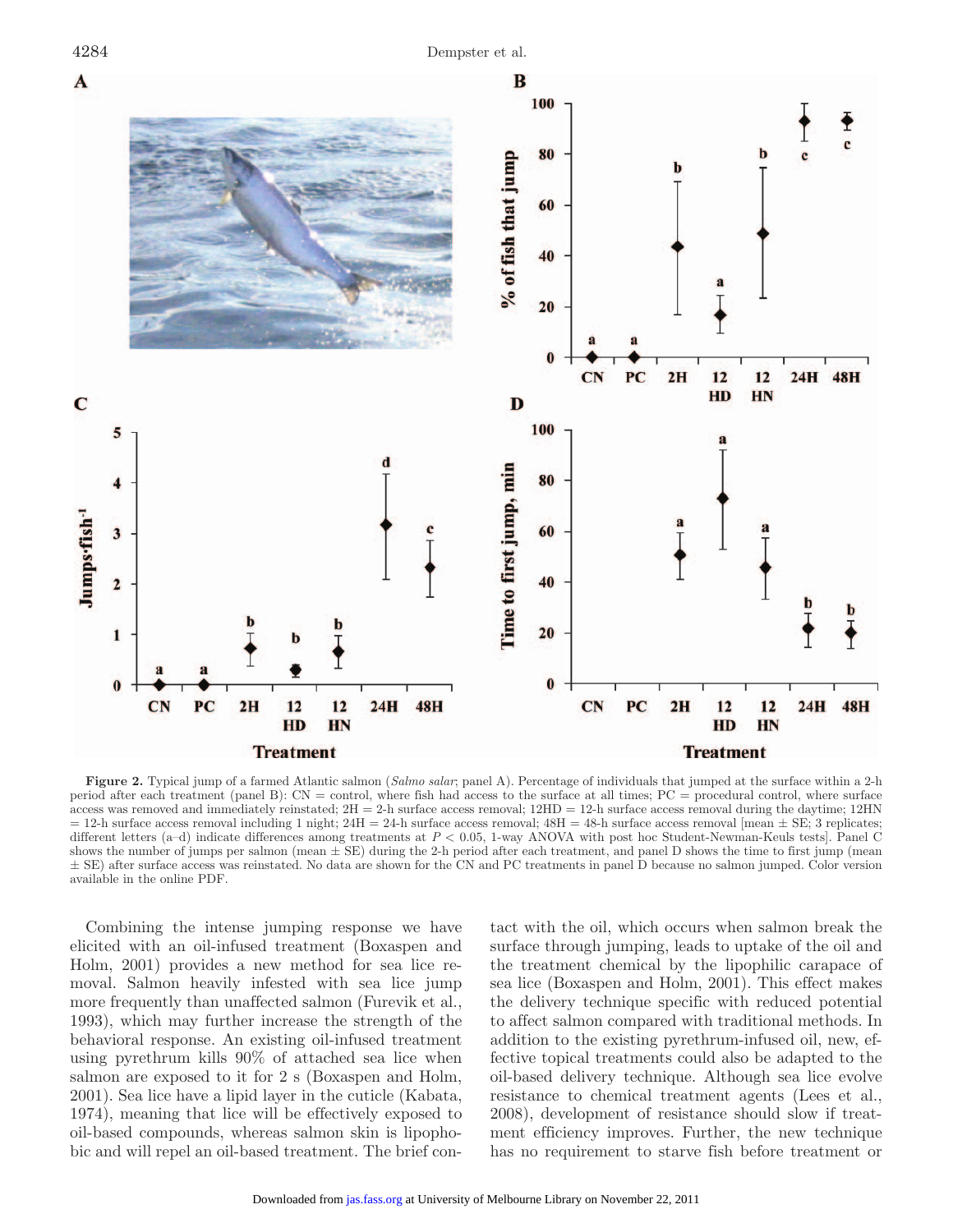**Figure 2.** Typical jump of a farmed Atlantic salmon (*Salmo salar*; panel A). Percentage of individuals that jumped at the surface within a 2-h period after each treatment (panel B): CN = control, where fish had access to the surface at all times; PC = procedural control, where surface access was removed and immediately reinstated; 2H = 2-h surface access removal; 12HD = 12-h surface access removal during the daytime; 12HN = 12-h surface access removal including 1 night; 24H = 24-h surface access removal; 48H = 48-h surface access removal [mean ± SE; 3 replicates; different letters (a–d) indicate differences among treatments at $P < 0.05$, 1-way ANOVA with post hoc Student-Newman-Keuls tests]. Panel C shows the number of jumps per salmon (mean ± SE) during the 2-h period after each treatment, and panel D shows the time to first jump (mean ± SE) after surface access was reinstated. No data are shown for the CN and PC treatments in panel D because no salmon jumped. Color version available in the online PDF.

Combining the intense jumping response we have elicited with an oil-infused treatment (Boxaspen and Holm, 2001) provides a new method for sea lice removal. Salmon heavily infested with sea lice jump more frequently than unaffected salmon (Furevik et al., 1993), which may further increase the strength of the behavioral response. An existing oil-infused treatment using pyrethrum kills 90% of attached sea lice when salmon are exposed to it for 2 s (Boxaspen and Holm, 2001). Sea lice have a lipid layer in the cuticle (Kabata, 1974), meaning that lice will be effectively exposed to oil-based compounds, whereas salmon skin is lipophobic and will repel an oil-based treatment. The brief contact with the oil, which occurs when salmon break the surface through jumping, leads to uptake of the oil and the treatment chemical by the lipophilic carapace of sea lice (Boxaspen and Holm, 2001). This effect makes the delivery technique specific with reduced potential to affect salmon compared with traditional methods. In addition to the existing pyrethrum-infused oil, new, effective topical treatments could also be adapted to the oil-based delivery technique. Although sea lice evolve resistance to chemical treatment agents (Lees et al., 2008), development of resistance should slow if treatment efficiency improves. Further, the new technique has no requirement to starve fish before treatment or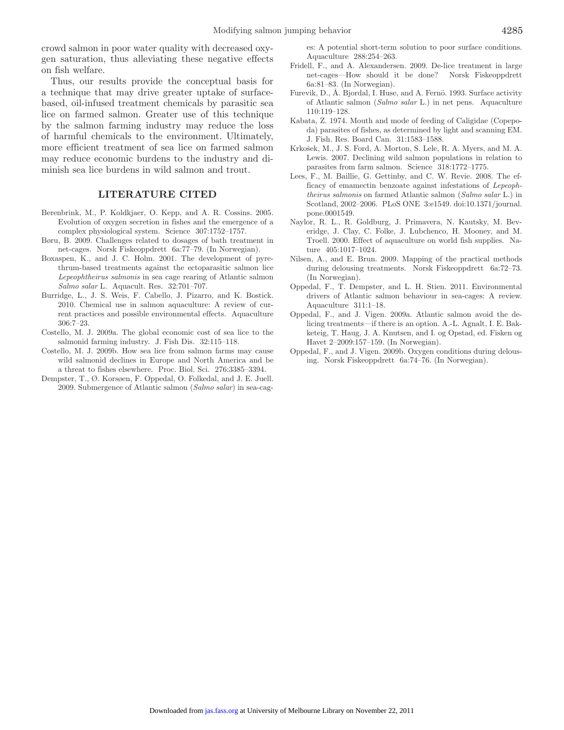crowd salmon in poor water quality with decreased oxygen saturation, thus alleviating these negative effects on fish welfare.

Thus, our results provide the conceptual basis for a technique that may drive greater uptake of surface-based, oil-infused treatment chemicals by parasitic sea lice on farmed salmon. Greater use of this technique by the salmon farming industry may reduce the loss of harmful chemicals to the environment. Ultimately, more efficient treatment of sea lice on farmed salmon may reduce economic burdens to the industry and diminish sea lice burdens in wild salmon and trout.

## LITERATURE CITED

Berenbrink, M., P. Koldkjaer, O. Kepp, and A. R. Cossins. 2005. Evolution of oxygen secretion in fishes and the emergence of a complex physiological system. Science 307:1752–1757.

Børu, B. 2009. Challenges related to dosages of bath treatment in net-cages. Norsk Fiskeoppdrett 6a:77–79. (In Norwegian).

Boxaspen, K., and J. C. Holm. 2001. The development of pyrethrum-based treatments against the ectoparasitic salmon lice *Lepeophtheirus salmonis* in sea cage rearing of Atlantic salmon *Salmo salar* L. Aquacult. Res. 32:701–707.

Burridge, L., J. S. Weis, F. Cabello, J. Pizarro, and K. Bostick. 2010. Chemical use in salmon aquaculture: A review of current practices and possible environmental effects. Aquaculture 306:7–23.

Costello, M. J. 2009a. The global economic cost of sea lice to the salmonid farming industry. J. Fish Dis. 32:115–118.

Costello, M. J. 2009b. How sea lice from salmon farms may cause wild salmonid declines in Europe and North America and be a threat to fishes elsewhere. Proc. Biol. Sci. 276:3385–3394.

Dempster, T., Ø. Korsøen, F. Oppedal, O. Folkedal, and J. E. Juell. 2009. Submergence of Atlantic salmon (*Salmo salar*) in sea-cages: A potential short-term solution to poor surface conditions. Aquaculture 288:254–263.

Fridell, F., and A. Alexandersen. 2009. De-lice treatment in large net-cages—How should it be done? Norsk Fiskeoppdrett 6a:81–83. (In Norwegian).

Furevik, D., Å. Bjordal, I. Huse, and A. Fernö. 1993. Surface activity of Atlantic salmon (*Salmo salar* L.) in net pens. Aquaculture 110:119–128.

Kabata, Z. 1974. Mouth and mode of feeding of Caligidae (Copepoda) parasites of fishes, as determined by light and scanning EM. J. Fish. Res. Board Can. 31:1583–1588.

Krkošek, M., J. S. Ford, A. Morton, S. Lele, R. A. Myers, and M. A. Lewis. 2007. Declining wild salmon populations in relation to parasites from farm salmon. Science 318:1772–1775.

Lees, F., M. Baillie, G. Gettinby, and C. W. Revie. 2008. The efficacy of emamectin benzoate against infestations of *Lepeophtheirus salmonis* on farmed Atlantic salmon (*Salmo salar* L.) in Scotland, 2002–2006. PLoS ONE 3:e1549. doi:10.1371/journal.pone.0001549.

Naylor, R. L., R. Goldburg, J. Primavera, N. Kautsky, M. Beveridge, J. Clay, C. Folke, J. Lubchenco, H. Mooney, and M. Troell. 2000. Effect of aquaculture on world fish supplies. Nature 405:1017–1024.

Nilsen, A., and E. Brun. 2009. Mapping of the practical methods during delousing treatments. Norsk Fiskeoppdrett 6a:72–73. (In Norwegian).

Oppedal, F., T. Dempster, and L. H. Stien. 2011. Environmental drivers of Atlantic salmon behaviour in sea-cages: A review. Aquaculture 311:1–18.

Oppedal, F., and J. Vigen. 2009a. Atlantic salmon avoid the delicing treatments—if there is an option. A.-L. Agnalt, I. E. Bakketeig, T. Haug, J. A. Knutsen, and I. og Opstad, ed. Fisken og Havet 2–2009:157–159. (In Norwegian).

Oppedal, F., and J. Vigen. 2009b. Oxygen conditions during delousing. Norsk Fiskeoppdrett 6a:74–76. (In Norwegian).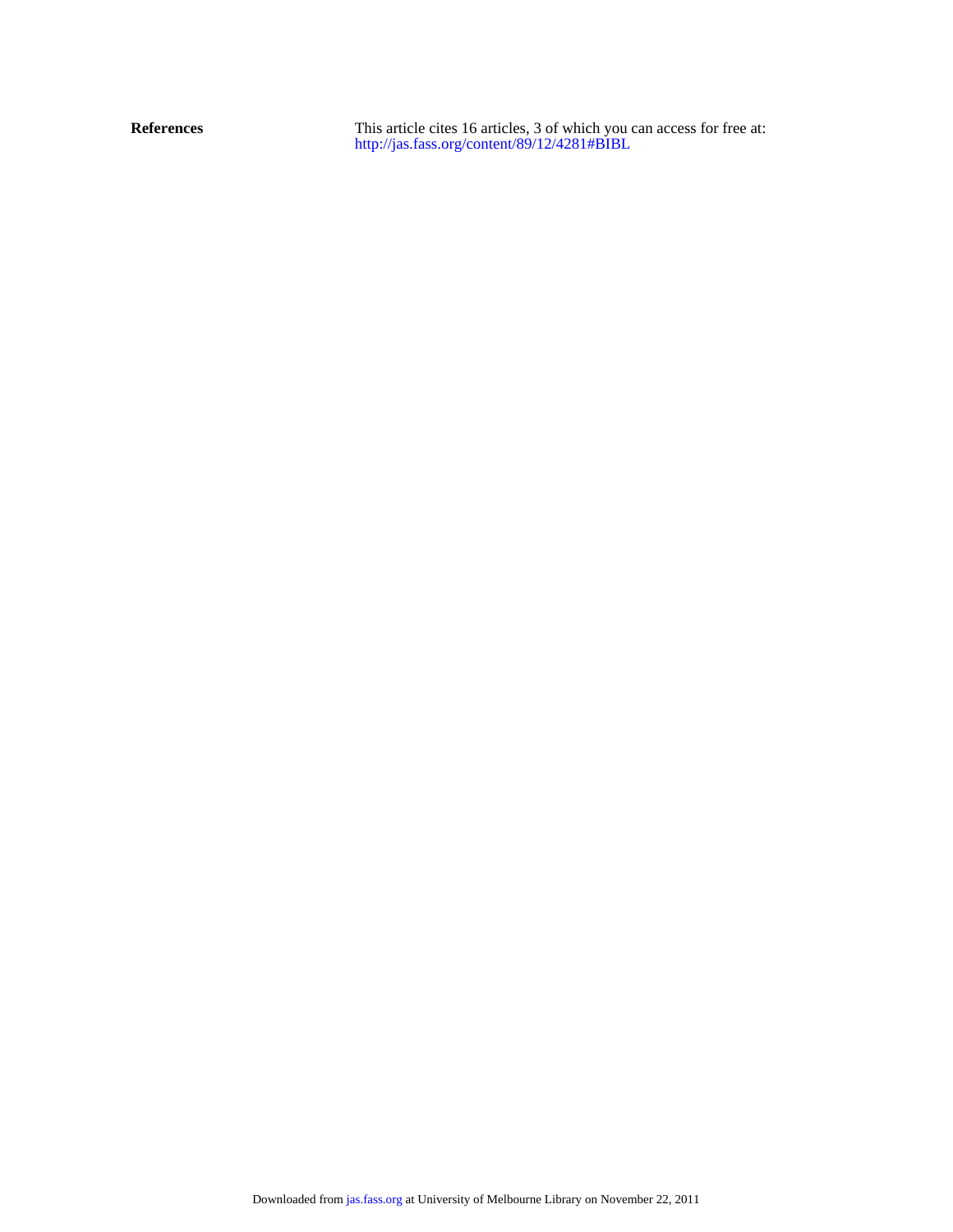**References**

This article cites 16 articles, 3 of which you can access for free at:
http://jas.fass.org/content/89/12/4281#BIBL